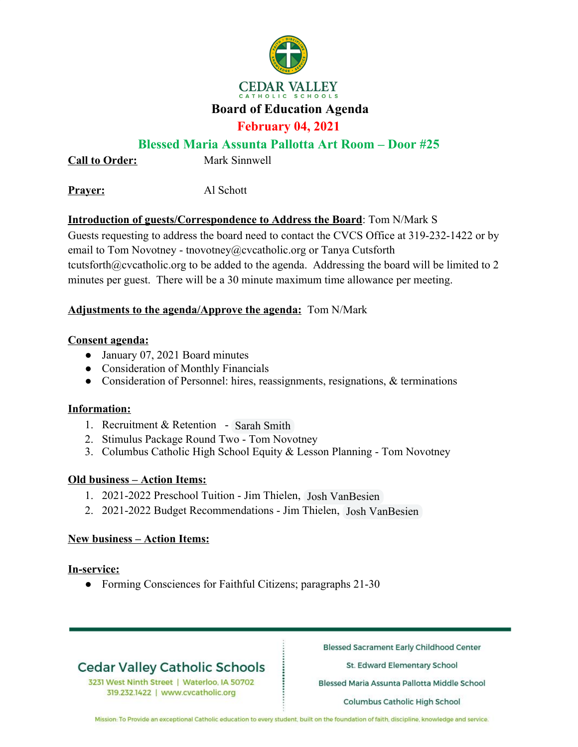# CEDAR VALLEY

CATHOLIC SCHOOLS

## Board of Education Agenda

### February 04, 2021

### Blessed Maria Assunta Pallotta Art Room – Door #25

**Call to Order:** Mark Sinnwell

**Prayer:** Al Schott

**Introduction of guests/Correspondence to Address the Board**: Tom N/Mark S

Guests requesting to address the board need to contact the CVCS Office at 319-232-1422 or by email to Tom Novotney - tnovotney@cvcatholic.org or Tanya Cutsforth tcutsforth@cvcatholic.org to be added to the agenda. Addressing the board will be limited to 2 minutes per guest. There will be a 30 minute maximum time allowance per meeting.

**Adjustments to the agenda/Approve the agenda:** Tom N/Mark

**Consent agenda:**

- January 07, 2021 Board minutes
- Consideration of Monthly Financials
- Consideration of Personnel: hires, reassignments, resignations, & terminations

**Information:**

1. Recruitment & Retention - Sarah Smith
2. Stimulus Package Round Two - Tom Novotney
3. Columbus Catholic High School Equity & Lesson Planning - Tom Novotney

**Old business – Action Items:**

1. 2021-2022 Preschool Tuition - Jim Thielen, Josh VanBesien
2. 2021-2022 Budget Recommendations - Jim Thielen, Josh VanBesien

**New business – Action Items:**

**In-service:**

- Forming Consciences for Faithful Citizens; paragraphs 21-30

Cedar Valley Catholic Schools
3231 West Ninth Street | Waterloo, IA 50702
319.232.1422 | www.cvcatholic.org

Blessed Sacrament Early Childhood Center
St. Edward Elementary School
Blessed Maria Assunta Pallotta Middle School
Columbus Catholic High School

Mission: To Provide an exceptional Catholic education to every student, built on the foundation of faith, discipline, knowledge and service.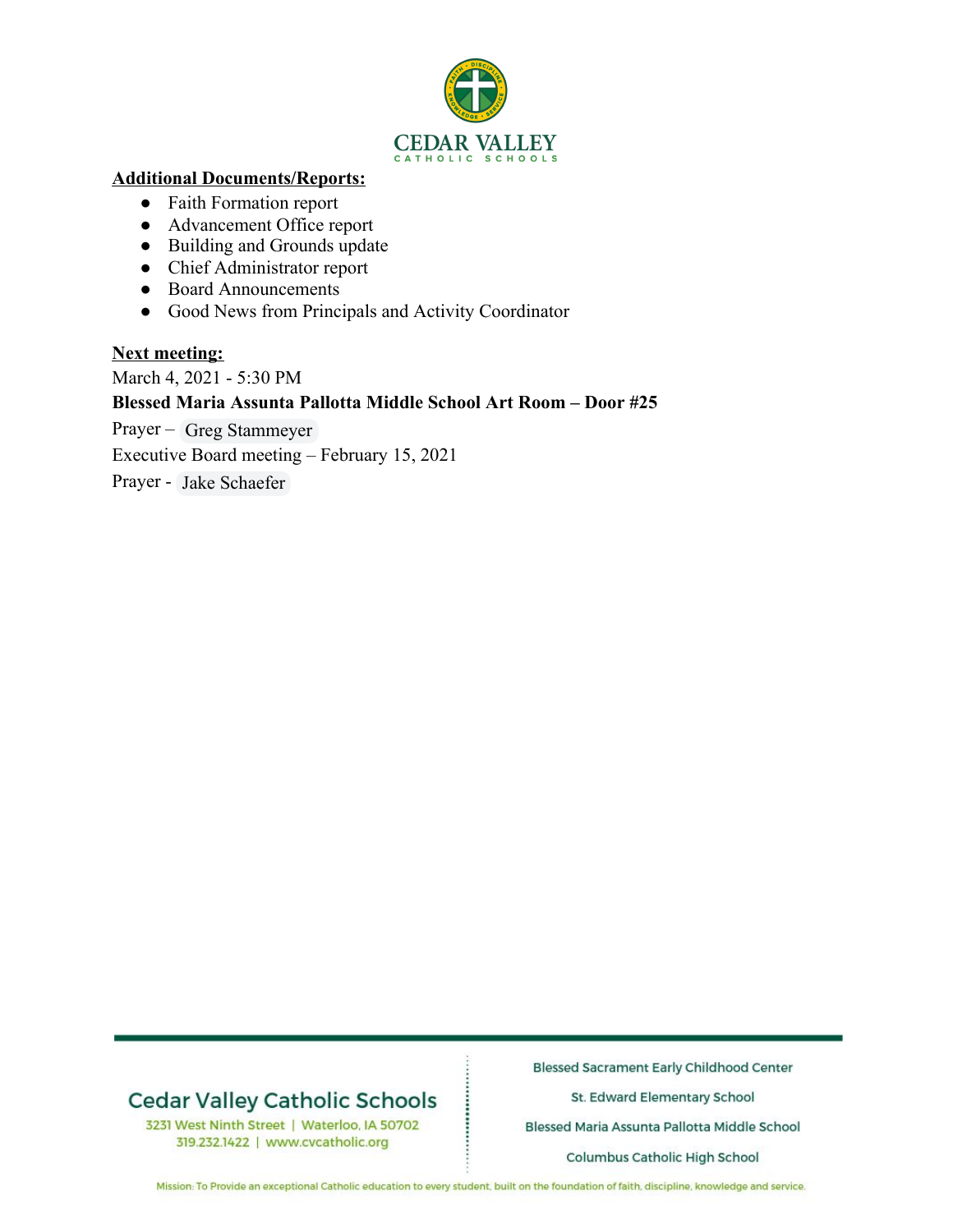**Additional Documents/Reports:**

- Faith Formation report
- Advancement Office report
- Building and Grounds update
- Chief Administrator report
- Board Announcements
- Good News from Principals and Activity Coordinator

**Next meeting:**

March 4, 2021 - 5:30 PM

**Blessed Maria Assunta Pallotta Middle School Art Room – Door #25**

Prayer – Greg Stammeyer

Executive Board meeting – February 15, 2021

Prayer - Jake Schaefer